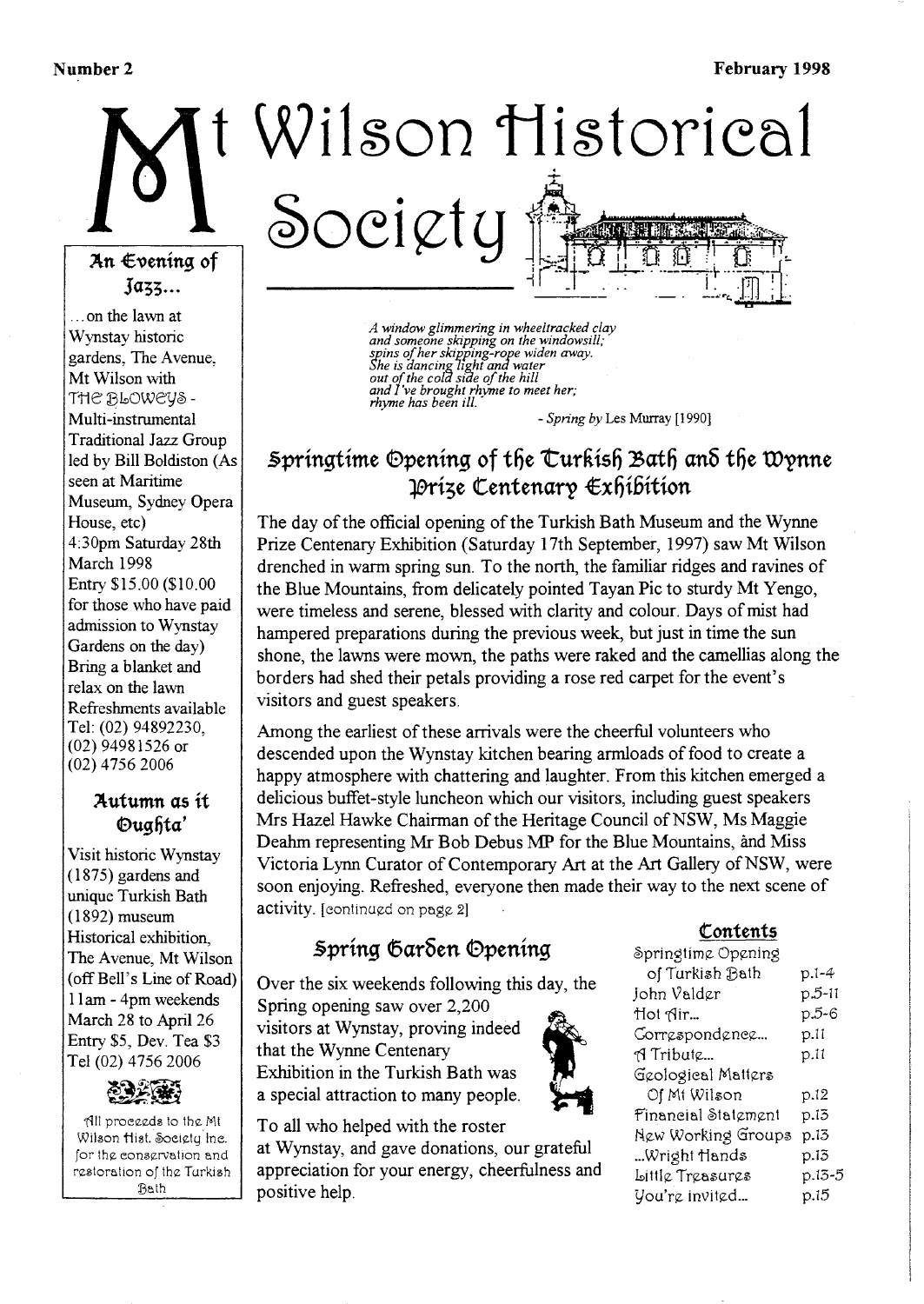Number 2 February 1998

# Mt Wilson Historical Society

*A window glimmering in wheeltracked clay*
*and someone skipping on the windowsill;*
*spins of her skipping-rope widen away.*
*She is dancing light and water*
*out of the cold side of the hill*
*and I've brought rhyme to meet her;*
*rhyme has been ill.*

\- *Spring* by Les Murray [1990]

## Springtime Opening of the Turkish Bath and the Wynne Prize Centenary Exhibition

The day of the official opening of the Turkish Bath Museum and the Wynne Prize Centenary Exhibition (Saturday 17th September, 1997) saw Mt Wilson drenched in warm spring sun. To the north, the familiar ridges and ravines of the Blue Mountains, from delicately pointed Tayan Pic to sturdy Mt Yengo, were timeless and serene, blessed with clarity and colour. Days of mist had hampered preparations during the previous week, but just in time the sun shone, the lawns were mown, the paths were raked and the camellias along the borders had shed their petals providing a rose red carpet for the event's visitors and guest speakers.

Among the earliest of these arrivals were the cheerful volunteers who descended upon the Wynstay kitchen bearing armloads of food to create a happy atmosphere with chattering and laughter. From this kitchen emerged a delicious buffet-style luncheon which our visitors, including guest speakers Mrs Hazel Hawke Chairman of the Heritage Council of NSW, Ms Maggie Deahm representing Mr Bob Debus MP for the Blue Mountains, and Miss Victoria Lynn Curator of Contemporary Art at the Art Gallery of NSW, were soon enjoying. Refreshed, everyone then made their way to the next scene of activity. [continued on page 2]

## Spring Garden Opening

Over the six weekends following this day, the Spring opening saw over 2,200 visitors at Wynstay, proving indeed that the Wynne Centenary Exhibition in the Turkish Bath was a special attraction to many people.

To all who helped with the roster at Wynstay, and gave donations, our grateful appreciation for your energy, cheerfulness and positive help.

### An Evening of Jazz...

...on the lawn at Wynstay historic gardens, The Avenue, Mt Wilson with THE BLOWEYS - Multi-instrumental Traditional Jazz Group led by Bill Boldiston (As seen at Maritime Museum, Sydney Opera House, etc)
4:30pm Saturday 28th March 1998
Entry $15.00 ($10.00 for those who have paid admission to Wynstay Gardens on the day)
Bring a blanket and relax on the lawn
Refreshments available
Tel: (02) 94892230, (02) 94981526 or (02) 4756 2006

### Autumn as it Oughta'

Visit historic Wynstay (1875) gardens and unique Turkish Bath (1892) museum
Historical exhibition, The Avenue, Mt Wilson (off Bell's Line of Road)
11am - 4pm weekends March 28 to April 26
Entry $5, Dev. Tea $3
Tel (02) 4756 2006

All proceeds to the Mt Wilson Hist. Society Inc. for the conservation and restoration of the Turkish Bath

### Contents

| | |
|---|---|
| Springtime Opening of Turkish Bath | p.1-4 |
| John Valder | p.5-11 |
| Hot Air... | p.5-6 |
| Correspondence... | p.11 |
| A Tribute... | p.11 |
| Geological Matters Of Mt Wilson | p.12 |
| Financial Statement | p.13 |
| New Working Groups | p.13 |
| ...Wright Hands | p.13 |
| Little Treasures | p.13-5 |
| You're invited... | p.15 |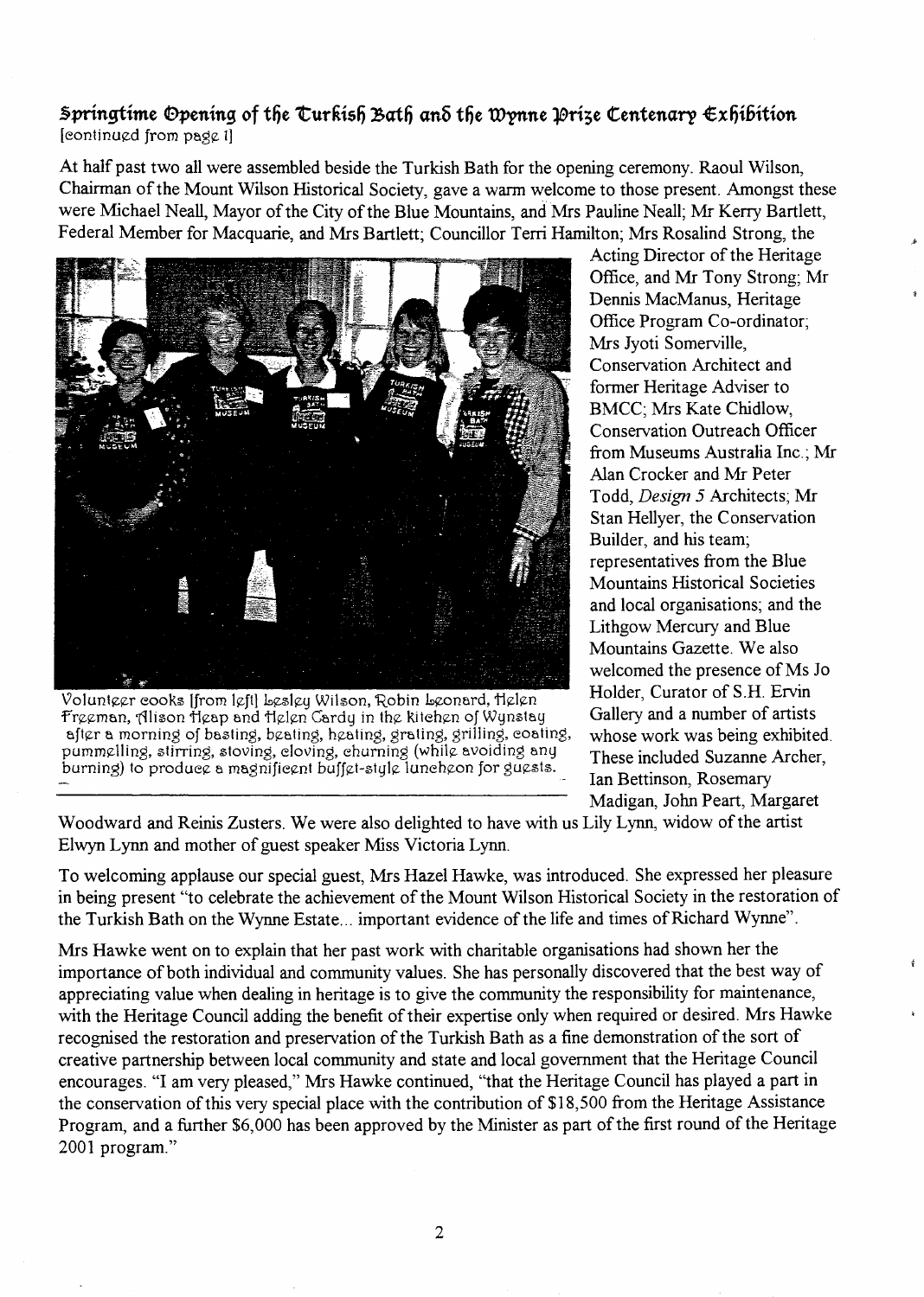## Springtime Opening of the Turkish Bath and the Wynne Prize Centenary Exhibition

[continued from page 1]

At half past two all were assembled beside the Turkish Bath for the opening ceremony. Raoul Wilson, Chairman of the Mount Wilson Historical Society, gave a warm welcome to those present. Amongst these were Michael Neall, Mayor of the City of the Blue Mountains, and Mrs Pauline Neall; Mr Kerry Bartlett, Federal Member for Macquarie, and Mrs Bartlett; Councillor Terri Hamilton; Mrs Rosalind Strong, the Acting Director of the Heritage Office, and Mr Tony Strong; Mr Dennis MacManus, Heritage Office Program Co-ordinator; Mrs Jyoti Somerville, Conservation Architect and former Heritage Adviser to BMCC; Mrs Kate Chidlow, Conservation Outreach Officer from Museums Australia Inc.; Mr Alan Crocker and Mr Peter Todd, *Design 5* Architects; Mr Stan Hellyer, the Conservation Builder, and his team; representatives from the Blue Mountains Historical Societies and local organisations; and the Lithgow Mercury and Blue Mountains Gazette. We also welcomed the presence of Ms Jo Holder, Curator of S.H. Ervin Gallery and a number of artists whose work was being exhibited. These included Suzanne Archer, Ian Bettinson, Rosemary Madigan, John Peart, Margaret Woodward and Reinis Zusters. We were also delighted to have with us Lily Lynn, widow of the artist Elwyn Lynn and mother of guest speaker Miss Victoria Lynn.

Volunteer cooks [from left] Lesley Wilson, Robin Leonard, Helen Freeman, Alison Heap and Helen Cardy in the kitchen of Wynstay after a morning of basting, beating, heating, grating, grilling, coating, pummelling, stirring, stoving, cloving, churning (while avoiding any burning) to produce a magnificent buffet-style luncheon for guests.

To welcoming applause our special guest, Mrs Hazel Hawke, was introduced. She expressed her pleasure in being present "to celebrate the achievement of the Mount Wilson Historical Society in the restoration of the Turkish Bath on the Wynne Estate... important evidence of the life and times of Richard Wynne".

Mrs Hawke went on to explain that her past work with charitable organisations had shown her the importance of both individual and community values. She has personally discovered that the best way of appreciating value when dealing in heritage is to give the community the responsibility for maintenance, with the Heritage Council adding the benefit of their expertise only when required or desired. Mrs Hawke recognised the restoration and preservation of the Turkish Bath as a fine demonstration of the sort of creative partnership between local community and state and local government that the Heritage Council encourages. "I am very pleased," Mrs Hawke continued, "that the Heritage Council has played a part in the conservation of this very special place with the contribution of $18,500 from the Heritage Assistance Program, and a further $6,000 has been approved by the Minister as part of the first round of the Heritage 2001 program."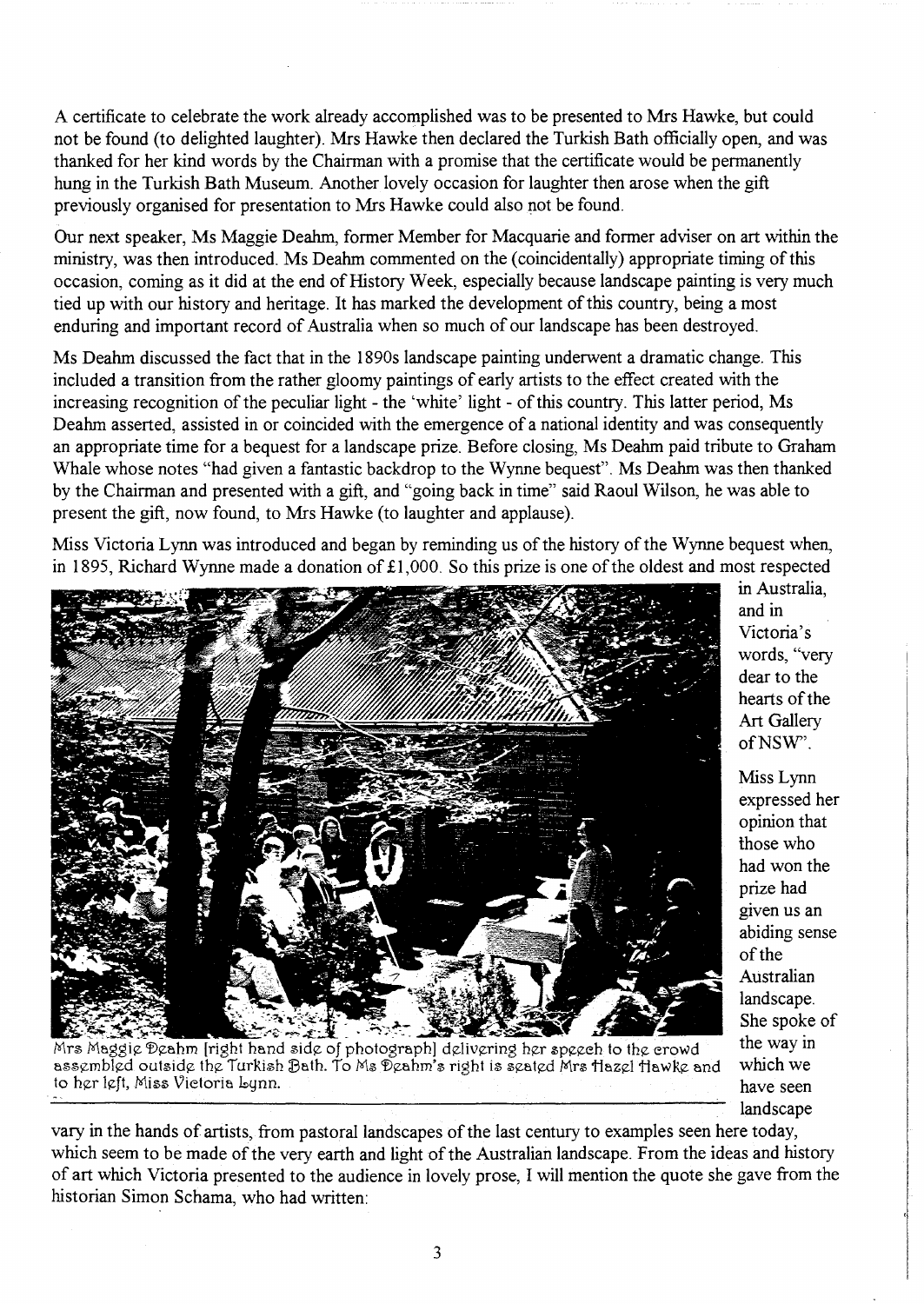A certificate to celebrate the work already accomplished was to be presented to Mrs Hawke, but could not be found (to delighted laughter). Mrs Hawke then declared the Turkish Bath officially open, and was thanked for her kind words by the Chairman with a promise that the certificate would be permanently hung in the Turkish Bath Museum. Another lovely occasion for laughter then arose when the gift previously organised for presentation to Mrs Hawke could also not be found.

Our next speaker, Ms Maggie Deahm, former Member for Macquarie and former adviser on art within the ministry, was then introduced. Ms Deahm commented on the (coincidentally) appropriate timing of this occasion, coming as it did at the end of History Week, especially because landscape painting is very much tied up with our history and heritage. It has marked the development of this country, being a most enduring and important record of Australia when so much of our landscape has been destroyed.

Ms Deahm discussed the fact that in the 1890s landscape painting underwent a dramatic change. This included a transition from the rather gloomy paintings of early artists to the effect created with the increasing recognition of the peculiar light - the 'white' light - of this country. This latter period, Ms Deahm asserted, assisted in or coincided with the emergence of a national identity and was consequently an appropriate time for a bequest for a landscape prize. Before closing, Ms Deahm paid tribute to Graham Whale whose notes "had given a fantastic backdrop to the Wynne bequest". Ms Deahm was then thanked by the Chairman and presented with a gift, and "going back in time" said Raoul Wilson, he was able to present the gift, now found, to Mrs Hawke (to laughter and applause).

Miss Victoria Lynn was introduced and began by reminding us of the history of the Wynne bequest when, in 1895, Richard Wynne made a donation of £1,000. So this prize is one of the oldest and most respected in Australia, and in Victoria's words, "very dear to the hearts of the Art Gallery of NSW".

Mrs Maggie Deahm [right hand side of photograph] delivering her speech to the crowd assembled outside the Turkish Bath. To Ms Deahm's right is seated Mrs Hazel Hawke and to her left, Miss Victoria Lynn.

Miss Lynn expressed her opinion that those who had won the prize had given us an abiding sense of the Australian landscape. She spoke of the way in which we have seen landscape vary in the hands of artists, from pastoral landscapes of the last century to examples seen here today, which seem to be made of the very earth and light of the Australian landscape. From the ideas and history of art which Victoria presented to the audience in lovely prose, I will mention the quote she gave from the historian Simon Schama, who had written: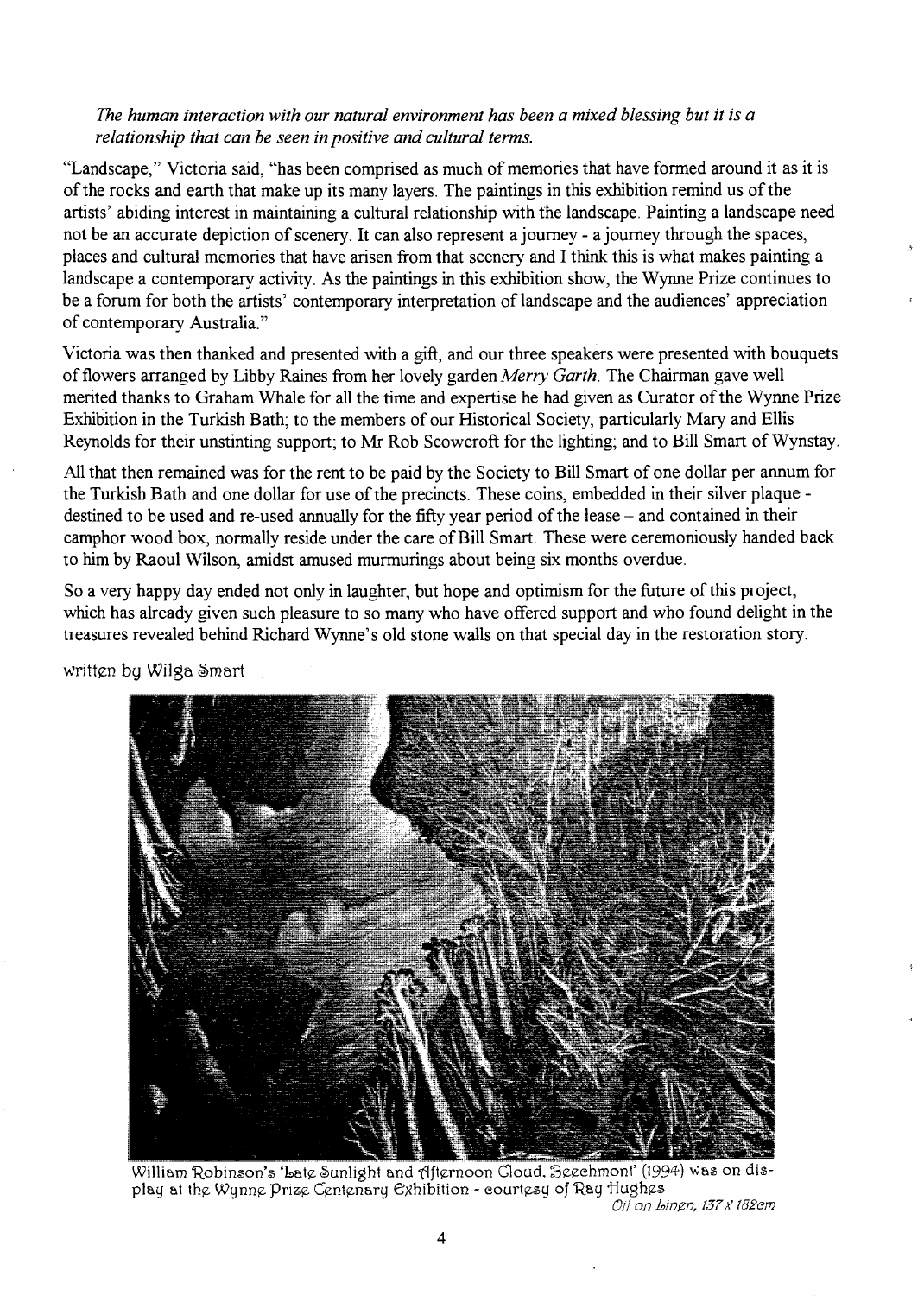*The human interaction with our natural environment has been a mixed blessing but it is a relationship that can be seen in positive and cultural terms.*

"Landscape," Victoria said, "has been comprised as much of memories that have formed around it as it is of the rocks and earth that make up its many layers. The paintings in this exhibition remind us of the artists' abiding interest in maintaining a cultural relationship with the landscape. Painting a landscape need not be an accurate depiction of scenery. It can also represent a journey - a journey through the spaces, places and cultural memories that have arisen from that scenery and I think this is what makes painting a landscape a contemporary activity. As the paintings in this exhibition show, the Wynne Prize continues to be a forum for both the artists' contemporary interpretation of landscape and the audiences' appreciation of contemporary Australia."

Victoria was then thanked and presented with a gift, and our three speakers were presented with bouquets of flowers arranged by Libby Raines from her lovely garden *Merry Garth*. The Chairman gave well merited thanks to Graham Whale for all the time and expertise he had given as Curator of the Wynne Prize Exhibition in the Turkish Bath; to the members of our Historical Society, particularly Mary and Ellis Reynolds for their unstinting support; to Mr Rob Scowcroft for the lighting; and to Bill Smart of Wynstay.

All that then remained was for the rent to be paid by the Society to Bill Smart of one dollar per annum for the Turkish Bath and one dollar for use of the precincts. These coins, embedded in their silver plaque - destined to be used and re-used annually for the fifty year period of the lease – and contained in their camphor wood box, normally reside under the care of Bill Smart. These were ceremoniously handed back to him by Raoul Wilson, amidst amused murmurings about being six months overdue.

So a very happy day ended not only in laughter, but hope and optimism for the future of this project, which has already given such pleasure to so many who have offered support and who found delight in the treasures revealed behind Richard Wynne's old stone walls on that special day in the restoration story.

written by Wilga Smart

William Robinson's 'Late Sunlight and Afternoon Cloud, Beechmont' (1994) was on display at the Wynne Prize Centenary Exhibition - courtesy of Ray Hughes

*Oil on Linen, 137 x 182cm*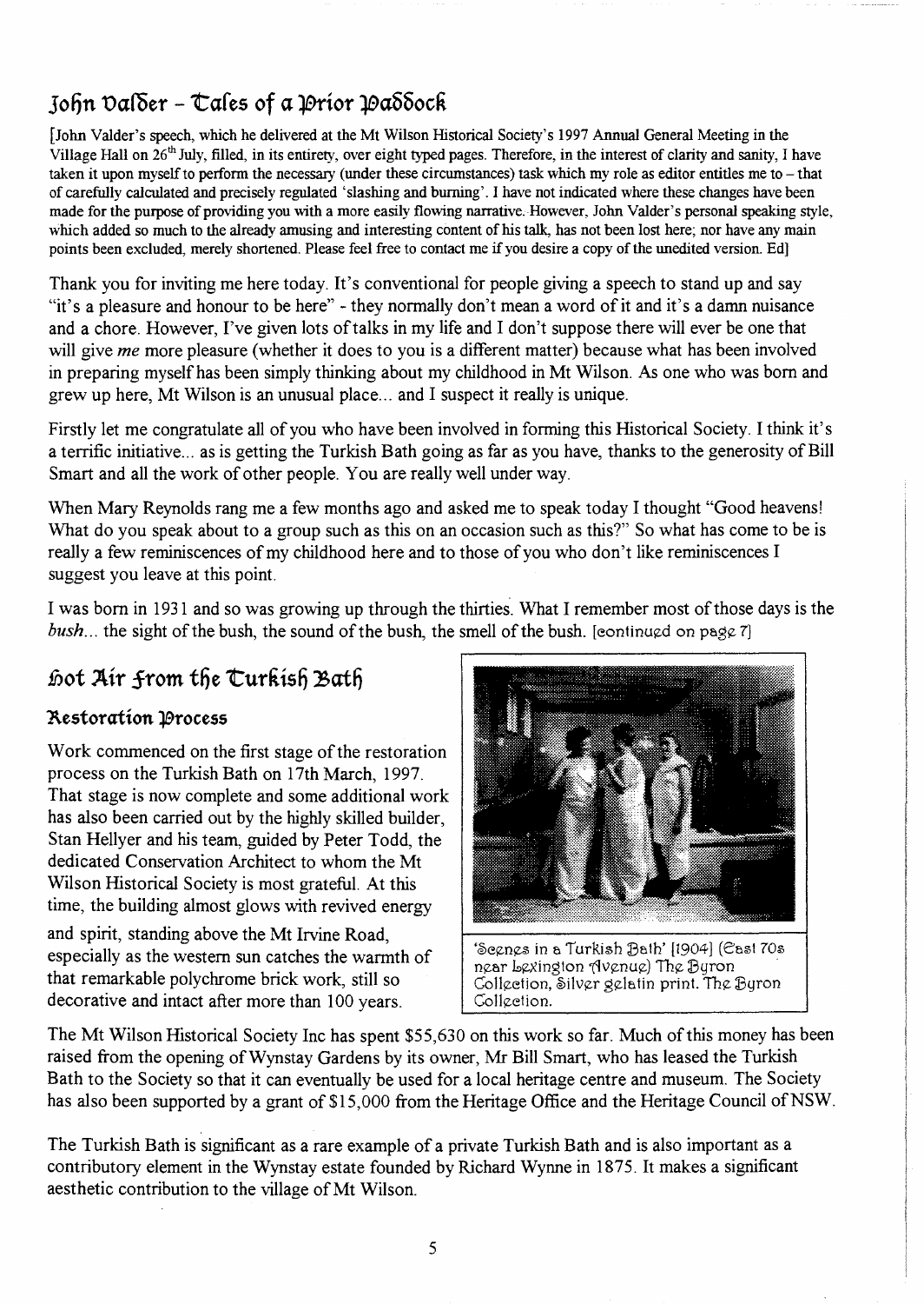## John Valder - Tales of a Prior Paddock

[John Valder's speech, which he delivered at the Mt Wilson Historical Society's 1997 Annual General Meeting in the Village Hall on 26th July, filled, in its entirety, over eight typed pages. Therefore, in the interest of clarity and sanity, I have taken it upon myself to perform the necessary (under these circumstances) task which my role as editor entitles me to – that of carefully calculated and precisely regulated 'slashing and burning'. I have not indicated where these changes have been made for the purpose of providing you with a more easily flowing narrative. However, John Valder's personal speaking style, which added so much to the already amusing and interesting content of his talk, has not been lost here; nor have any main points been excluded, merely shortened. Please feel free to contact me if you desire a copy of the unedited version. Ed]

Thank you for inviting me here today. It's conventional for people giving a speech to stand up and say "it's a pleasure and honour to be here" - they normally don't mean a word of it and it's a damn nuisance and a chore. However, I've given lots of talks in my life and I don't suppose there will ever be one that will give *me* more pleasure (whether it does to you is a different matter) because what has been involved in preparing myself has been simply thinking about my childhood in Mt Wilson. As one who was born and grew up here, Mt Wilson is an unusual place... and I suspect it really is unique.

Firstly let me congratulate all of you who have been involved in forming this Historical Society. I think it's a terrific initiative... as is getting the Turkish Bath going as far as you have, thanks to the generosity of Bill Smart and all the work of other people. You are really well under way.

When Mary Reynolds rang me a few months ago and asked me to speak today I thought "Good heavens! What do you speak about to a group such as this on an occasion such as this?" So what has come to be is really a few reminiscences of my childhood here and to those of you who don't like reminiscences I suggest you leave at this point.

I was born in 1931 and so was growing up through the thirties. What I remember most of those days is the *bush*... the sight of the bush, the sound of the bush, the smell of the bush. [continued on page 7]

## Hot Air from the Turkish Bath

### Restoration Process

Work commenced on the first stage of the restoration process on the Turkish Bath on 17th March, 1997. That stage is now complete and some additional work has also been carried out by the highly skilled builder, Stan Hellyer and his team, guided by Peter Todd, the dedicated Conservation Architect to whom the Mt Wilson Historical Society is most grateful. At this time, the building almost glows with revived energy and spirit, standing above the Mt Irvine Road, especially as the western sun catches the warmth of that remarkable polychrome brick work, still so decorative and intact after more than 100 years.

'Scenes in a Turkish Bath' [1904] (East 70s near Lexington Avenue) The Byron Collection, Silver gelatin print. The Byron Collection.

The Mt Wilson Historical Society Inc has spent $55,630 on this work so far. Much of this money has been raised from the opening of Wynstay Gardens by its owner, Mr Bill Smart, who has leased the Turkish Bath to the Society so that it can eventually be used for a local heritage centre and museum. The Society has also been supported by a grant of $15,000 from the Heritage Office and the Heritage Council of NSW.

The Turkish Bath is significant as a rare example of a private Turkish Bath and is also important as a contributory element in the Wynstay estate founded by Richard Wynne in 1875. It makes a significant aesthetic contribution to the village of Mt Wilson.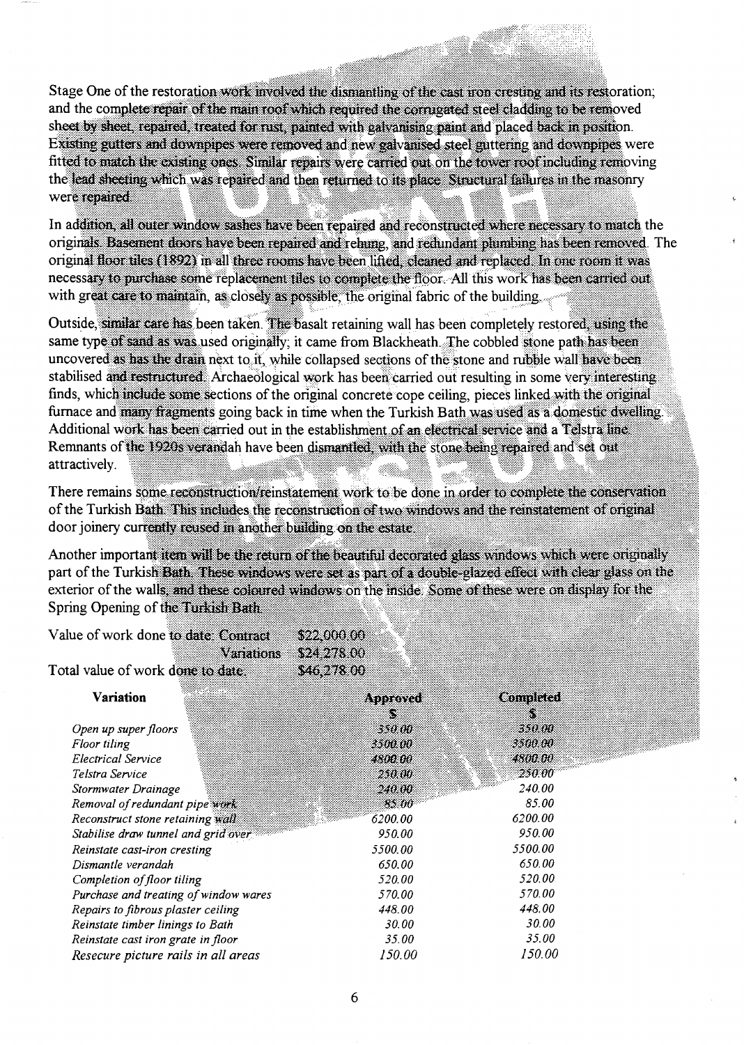Stage One of the restoration work involved the dismantling of the cast iron cresting and its restoration; and the complete repair of the main roof which required the corrugated steel cladding to be removed sheet by sheet, repaired, treated for rust, painted with galvanising paint and placed back in position. Existing gutters and downpipes were removed and new galvanised steel guttering and downpipes were fitted to match the existing ones. Similar repairs were carried out on the tower roof including removing the lead sheeting which was repaired and then returned to its place. Structural failures in the masonry were repaired.

In addition, all outer window sashes have been repaired and reconstructed where necessary to match the originals. Basement doors have been repaired and rehung, and redundant plumbing has been removed. The original floor tiles (1892) in all three rooms have been lifted, cleaned and replaced. In one room it was necessary to purchase some replacement tiles to complete the floor. All this work has been carried out with great care to maintain, as closely as possible, the original fabric of the building.

Outside, similar care has been taken. The basalt retaining wall has been completely restored, using the same type of sand as was used originally; it came from Blackheath. The cobbled stone path has been uncovered as has the drain next to it, while collapsed sections of the stone and rubble wall have been stabilised and restructured. Archaeological work has been carried out resulting in some very interesting finds, which include some sections of the original concrete cope ceiling, pieces linked with the original furnace and many fragments going back in time when the Turkish Bath was used as a domestic dwelling. Additional work has been carried out in the establishment of an electrical service and a Telstra line. Remnants of the 1920s verandah have been dismantled, with the stone being repaired and set out attractively.

There remains some reconstruction/reinstatement work to be done in order to complete the conservation of the Turkish Bath. This includes the reconstruction of two windows and the reinstatement of original door joinery currently reused in another building on the estate.

Another important item will be the return of the beautiful decorated glass windows which were originally part of the Turkish Bath. These windows were set as part of a double-glazed effect with clear glass on the exterior of the walls, and these coloured windows on the inside. Some of these were on display for the Spring Opening of the Turkish Bath.

| Value of work done to date: | Contract | $22,000.00 |
|---|---|---|
| | Variations | $24,278.00 |
| Total value of work done to date: | | $46,278.00 |

| **Variation** | **Approved $** | **Completed $** |
|---|---|---|
| *Open up super floors* | 350.00 | 350.00 |
| *Floor tiling* | 3500.00 | 3500.00 |
| *Electrical Service* | 4800.00 | 4800.00 |
| *Telstra Service* | 250.00 | 250.00 |
| *Stormwater Drainage* | 240.00 | 240.00 |
| *Removal of redundant pipe work* | 85.00 | 85.00 |
| *Reconstruct stone retaining wall* | 6200.00 | 6200.00 |
| *Stabilise draw tunnel and grid over* | 950.00 | 950.00 |
| *Reinstate cast-iron cresting* | 5500.00 | 5500.00 |
| *Dismantle verandah* | 650.00 | 650.00 |
| *Completion of floor tiling* | 520.00 | 520.00 |
| *Purchase and treating of window wares* | 570.00 | 570.00 |
| *Repairs to fibrous plaster ceiling* | 448.00 | 448.00 |
| *Reinstate timber linings to Bath* | 30.00 | 30.00 |
| *Reinstate cast iron grate in floor* | 35.00 | 35.00 |
| *Resecure picture rails in all areas* | 150.00 | 150.00 |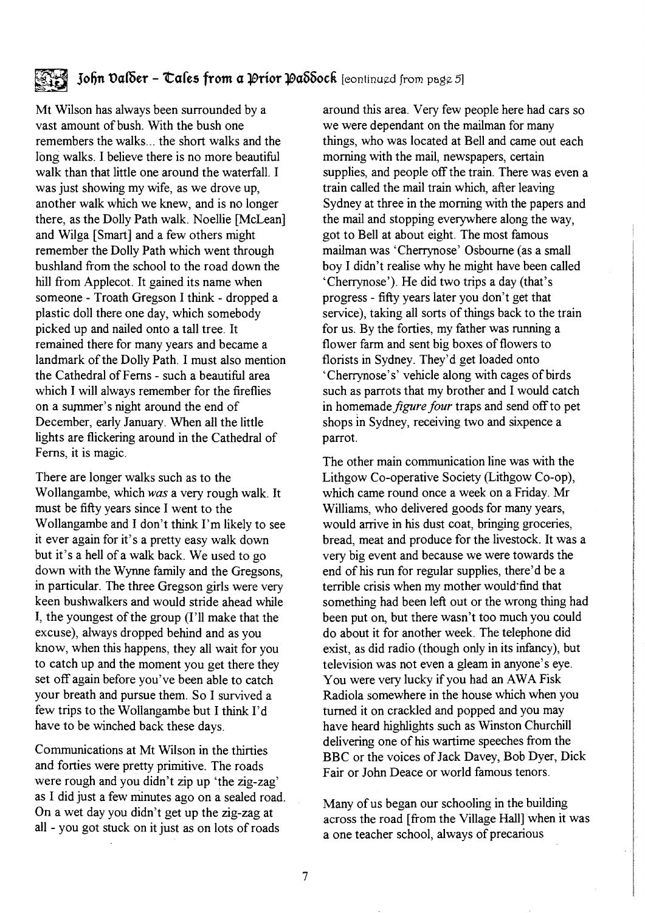## John Valder - Tales from a Prior Paddock [continued from page 5]

Mt Wilson has always been surrounded by a vast amount of bush. With the bush one remembers the walks... the short walks and the long walks. I believe there is no more beautiful walk than that little one around the waterfall. I was just showing my wife, as we drove up, another walk which we knew, and is no longer there, as the Dolly Path walk. Noellie [McLean] and Wilga [Smart] and a few others might remember the Dolly Path which went through bushland from the school to the road down the hill from Applecot. It gained its name when someone - Troath Gregson I think - dropped a plastic doll there one day, which somebody picked up and nailed onto a tall tree. It remained there for many years and became a landmark of the Dolly Path. I must also mention the Cathedral of Ferns - such a beautiful area which I will always remember for the fireflies on a summer's night around the end of December, early January. When all the little lights are flickering around in the Cathedral of Ferns, it is magic.

There are longer walks such as to the Wollangambe, which *was* a very rough walk. It must be fifty years since I went to the Wollangambe and I don't think I'm likely to see it ever again for it's a pretty easy walk down but it's a hell of a walk back. We used to go down with the Wynne family and the Gregsons, in particular. The three Gregson girls were very keen bushwalkers and would stride ahead while I, the youngest of the group (I'll make that the excuse), always dropped behind and as you know, when this happens, they all wait for you to catch up and the moment you get there they set off again before you've been able to catch your breath and pursue them. So I survived a few trips to the Wollangambe but I think I'd have to be winched back these days.

Communications at Mt Wilson in the thirties and forties were pretty primitive. The roads were rough and you didn't zip up 'the zig-zag' as I did just a few minutes ago on a sealed road. On a wet day you didn't get up the zig-zag at all - you got stuck on it just as on lots of roads around this area. Very few people here had cars so we were dependant on the mailman for many things, who was located at Bell and came out each morning with the mail, newspapers, certain supplies, and people off the train. There was even a train called the mail train which, after leaving Sydney at three in the morning with the papers and the mail and stopping everywhere along the way, got to Bell at about eight. The most famous mailman was 'Cherrynose' Osbourne (as a small boy I didn't realise why he might have been called 'Cherrynose'). He did two trips a day (that's progress - fifty years later you don't get that service), taking all sorts of things back to the train for us. By the forties, my father was running a flower farm and sent big boxes of flowers to florists in Sydney. They'd get loaded onto 'Cherrynose's' vehicle along with cages of birds such as parrots that my brother and I would catch in homemade *figure four* traps and send off to pet shops in Sydney, receiving two and sixpence a parrot.

The other main communication line was with the Lithgow Co-operative Society (Lithgow Co-op), which came round once a week on a Friday. Mr Williams, who delivered goods for many years, would arrive in his dust coat, bringing groceries, bread, meat and produce for the livestock. It was a very big event and because we were towards the end of his run for regular supplies, there'd be a terrible crisis when my mother would find that something had been left out or the wrong thing had been put on, but there wasn't too much you could do about it for another week. The telephone did exist, as did radio (though only in its infancy), but television was not even a gleam in anyone's eye. You were very lucky if you had an AWA Fisk Radiola somewhere in the house which when you turned it on crackled and popped and you may have heard highlights such as Winston Churchill delivering one of his wartime speeches from the BBC or the voices of Jack Davey, Bob Dyer, Dick Fair or John Deace or world famous tenors.

Many of us began our schooling in the building across the road [from the Village Hall] when it was a one teacher school, always of precarious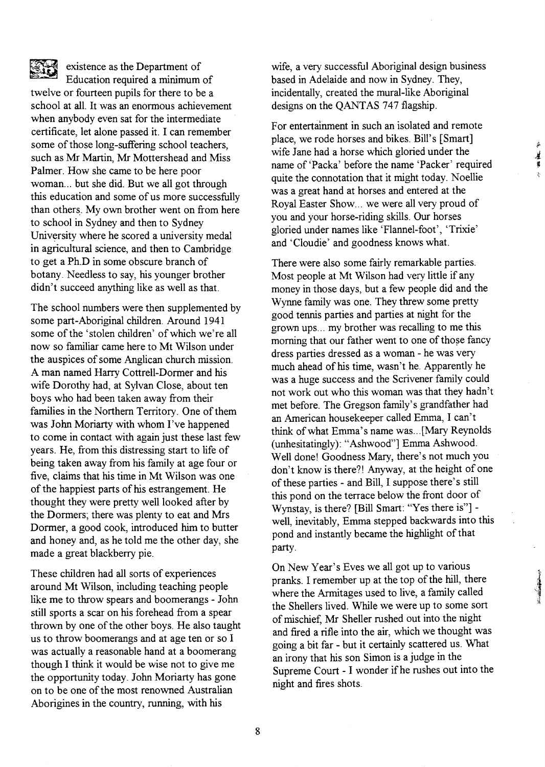existence as the Department of Education required a minimum of twelve or fourteen pupils for there to be a school at all. It was an enormous achievement when anybody even sat for the intermediate certificate, let alone passed it. I can remember some of those long-suffering school teachers, such as Mr Martin, Mr Mottershead and Miss Palmer. How she came to be here poor woman... but she did. But we all got through this education and some of us more successfully than others. My own brother went on from here to school in Sydney and then to Sydney University where he scored a university medal in agricultural science, and then to Cambridge to get a Ph.D in some obscure branch of botany. Needless to say, his younger brother didn't succeed anything like as well as that.

The school numbers were then supplemented by some part-Aboriginal children. Around 1941 some of the 'stolen children' of which we're all now so familiar came here to Mt Wilson under the auspices of some Anglican church mission. A man named Harry Cottrell-Dormer and his wife Dorothy had, at Sylvan Close, about ten boys who had been taken away from their families in the Northern Territory. One of them was John Moriarty with whom I've happened to come in contact with again just these last few years. He, from this distressing start to life of being taken away from his family at age four or five, claims that his time in Mt Wilson was one of the happiest parts of his estrangement. He thought they were pretty well looked after by the Dormers; there was plenty to eat and Mrs Dormer, a good cook, introduced him to butter and honey and, as he told me the other day, she made a great blackberry pie.

These children had all sorts of experiences around Mt Wilson, including teaching people like me to throw spears and boomerangs - John still sports a scar on his forehead from a spear thrown by one of the other boys. He also taught us to throw boomerangs and at age ten or so I was actually a reasonable hand at a boomerang though I think it would be wise not to give me the opportunity today. John Moriarty has gone on to be one of the most renowned Australian Aborigines in the country, running, with his wife, a very successful Aboriginal design business based in Adelaide and now in Sydney. They, incidentally, created the mural-like Aboriginal designs on the QANTAS 747 flagship.

For entertainment in such an isolated and remote place, we rode horses and bikes. Bill's [Smart] wife Jane had a horse which gloried under the name of 'Packa' before the name 'Packer' required quite the connotation that it might today. Noellie was a great hand at horses and entered at the Royal Easter Show... we were all very proud of you and your horse-riding skills. Our horses gloried under names like 'Flannel-foot', 'Trixie' and 'Cloudie' and goodness knows what.

There were also some fairly remarkable parties. Most people at Mt Wilson had very little if any money in those days, but a few people did and the Wynne family was one. They threw some pretty good tennis parties and parties at night for the grown ups... my brother was recalling to me this morning that our father went to one of those fancy dress parties dressed as a woman - he was very much ahead of his time, wasn't he. Apparently he was a huge success and the Scrivener family could not work out who this woman was that they hadn't met before. The Gregson family's grandfather had an American housekeeper called Emma, I can't think of what Emma's name was...[Mary Reynolds (unhesitatingly): "Ashwood"] Emma Ashwood. Well done! Goodness Mary, there's not much you don't know is there?! Anyway, at the height of one of these parties - and Bill, I suppose there's still this pond on the terrace below the front door of Wynstay, is there? [Bill Smart: "Yes there is"] - well, inevitably, Emma stepped backwards into this pond and instantly became the highlight of that party.

On New Year's Eves we all got up to various pranks. I remember up at the top of the hill, there where the Armitages used to live, a family called the Shellers lived. While we were up to some sort of mischief, Mr Sheller rushed out into the night and fired a rifle into the air, which we thought was going a bit far - but it certainly scattered us. What an irony that his son Simon is a judge in the Supreme Court - I wonder if he rushes out into the night and fires shots.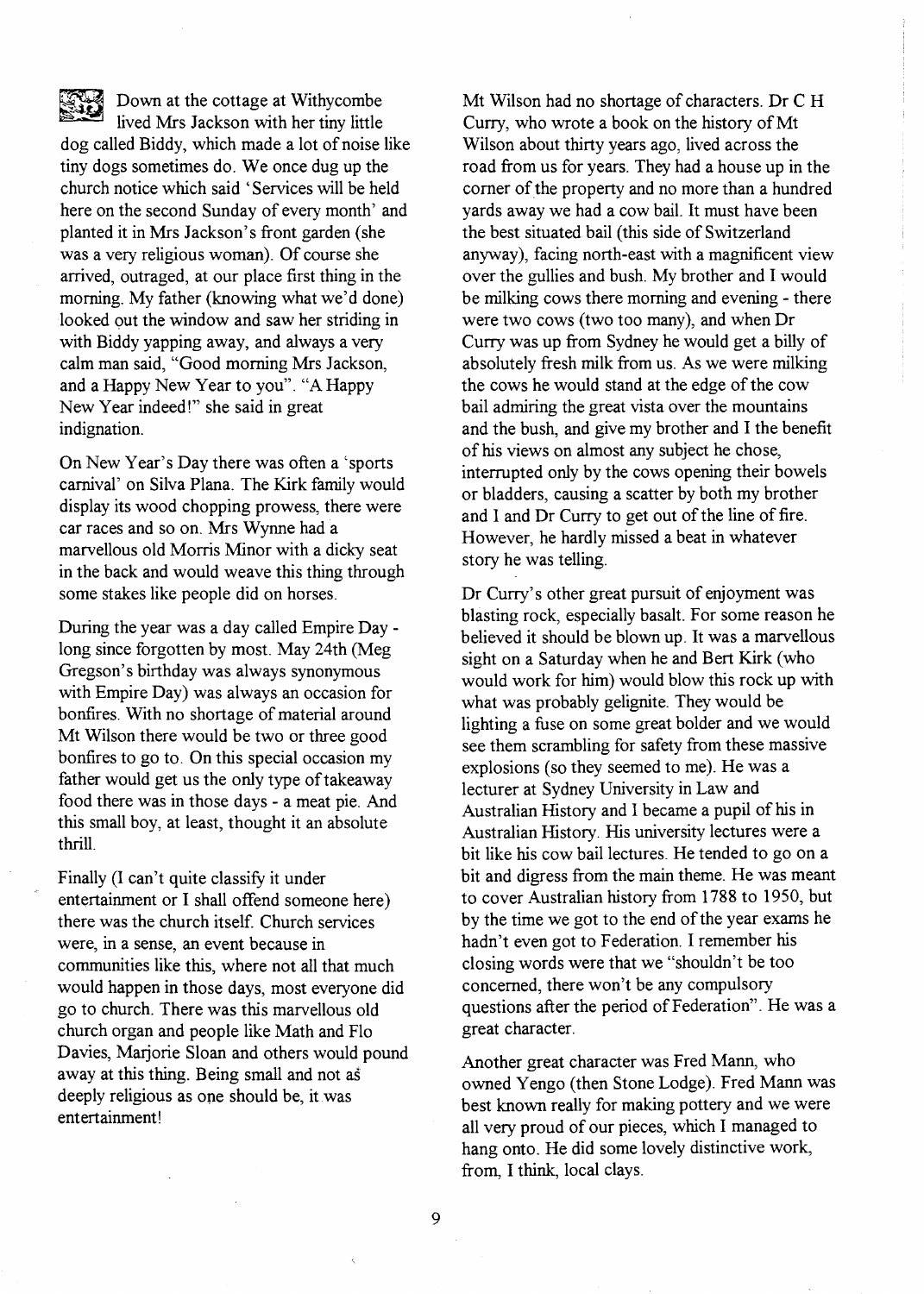Down at the cottage at Withycombe lived Mrs Jackson with her tiny little dog called Biddy, which made a lot of noise like tiny dogs sometimes do. We once dug up the church notice which said 'Services will be held here on the second Sunday of every month' and planted it in Mrs Jackson's front garden (she was a very religious woman). Of course she arrived, outraged, at our place first thing in the morning. My father (knowing what we'd done) looked out the window and saw her striding in with Biddy yapping away, and always a very calm man said, "Good morning Mrs Jackson, and a Happy New Year to you". "A Happy New Year indeed!" she said in great indignation.

On New Year's Day there was often a 'sports carnival' on Silva Plana. The Kirk family would display its wood chopping prowess, there were car races and so on. Mrs Wynne had a marvellous old Morris Minor with a dicky seat in the back and would weave this thing through some stakes like people did on horses.

During the year was a day called Empire Day - long since forgotten by most. May 24th (Meg Gregson's birthday was always synonymous with Empire Day) was always an occasion for bonfires. With no shortage of material around Mt Wilson there would be two or three good bonfires to go to. On this special occasion my father would get us the only type of takeaway food there was in those days - a meat pie. And this small boy, at least, thought it an absolute thrill.

Finally (I can't quite classify it under entertainment or I shall offend someone here) there was the church itself. Church services were, in a sense, an event because in communities like this, where not all that much would happen in those days, most everyone did go to church. There was this marvellous old church organ and people like Math and Flo Davies, Marjorie Sloan and others would pound away at this thing. Being small and not as deeply religious as one should be, it was entertainment!

Mt Wilson had no shortage of characters. Dr C H Curry, who wrote a book on the history of Mt Wilson about thirty years ago, lived across the road from us for years. They had a house up in the corner of the property and no more than a hundred yards away we had a cow bail. It must have been the best situated bail (this side of Switzerland anyway), facing north-east with a magnificent view over the gullies and bush. My brother and I would be milking cows there morning and evening - there were two cows (two too many), and when Dr Curry was up from Sydney he would get a billy of absolutely fresh milk from us. As we were milking the cows he would stand at the edge of the cow bail admiring the great vista over the mountains and the bush, and give my brother and I the benefit of his views on almost any subject he chose, interrupted only by the cows opening their bowels or bladders, causing a scatter by both my brother and I and Dr Curry to get out of the line of fire. However, he hardly missed a beat in whatever story he was telling.

Dr Curry's other great pursuit of enjoyment was blasting rock, especially basalt. For some reason he believed it should be blown up. It was a marvellous sight on a Saturday when he and Bert Kirk (who would work for him) would blow this rock up with what was probably gelignite. They would be lighting a fuse on some great bolder and we would see them scrambling for safety from these massive explosions (so they seemed to me). He was a lecturer at Sydney University in Law and Australian History and I became a pupil of his in Australian History. His university lectures were a bit like his cow bail lectures. He tended to go on a bit and digress from the main theme. He was meant to cover Australian history from 1788 to 1950, but by the time we got to the end of the year exams he hadn't even got to Federation. I remember his closing words were that we "shouldn't be too concerned, there won't be any compulsory questions after the period of Federation". He was a great character.

Another great character was Fred Mann, who owned Yengo (then Stone Lodge). Fred Mann was best known really for making pottery and we were all very proud of our pieces, which I managed to hang onto. He did some lovely distinctive work, from, I think, local clays.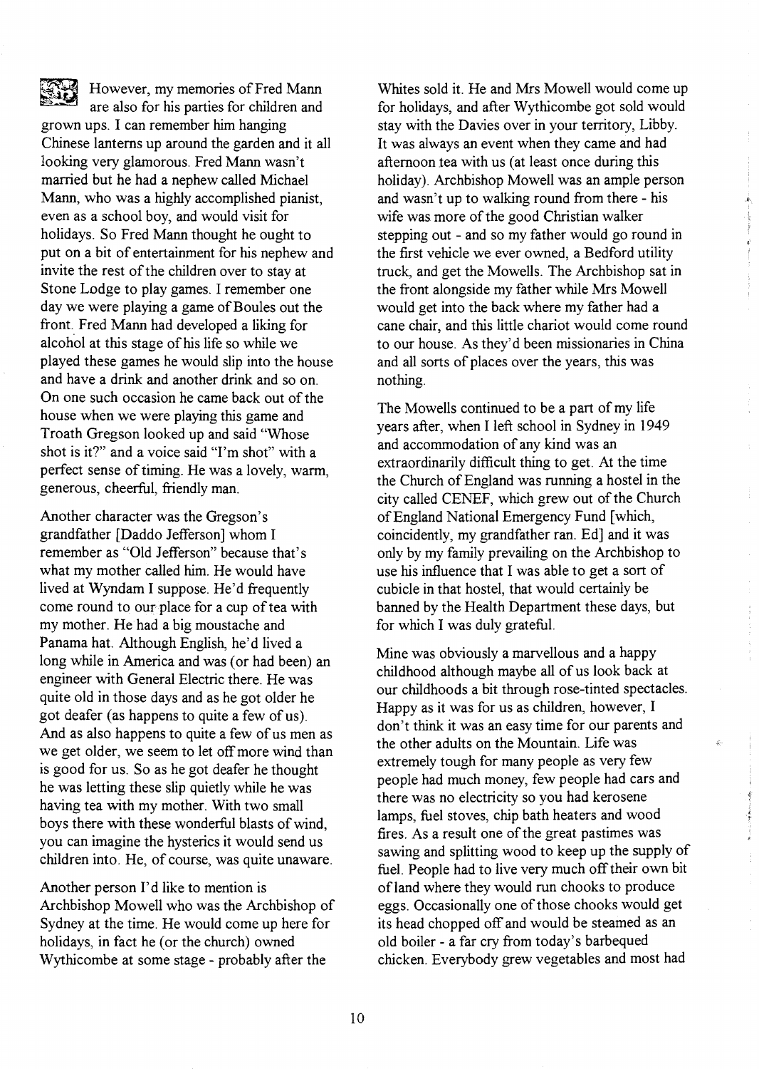However, my memories of Fred Mann are also for his parties for children and grown ups. I can remember him hanging Chinese lanterns up around the garden and it all looking very glamorous. Fred Mann wasn't married but he had a nephew called Michael Mann, who was a highly accomplished pianist, even as a school boy, and would visit for holidays. So Fred Mann thought he ought to put on a bit of entertainment for his nephew and invite the rest of the children over to stay at Stone Lodge to play games. I remember one day we were playing a game of Boules out the front. Fred Mann had developed a liking for alcohol at this stage of his life so while we played these games he would slip into the house and have a drink and another drink and so on. On one such occasion he came back out of the house when we were playing this game and Troath Gregson looked up and said "Whose shot is it?" and a voice said "I'm shot" with a perfect sense of timing. He was a lovely, warm, generous, cheerful, friendly man.

Another character was the Gregson's grandfather [Daddo Jefferson] whom I remember as "Old Jefferson" because that's what my mother called him. He would have lived at Wyndam I suppose. He'd frequently come round to our place for a cup of tea with my mother. He had a big moustache and Panama hat. Although English, he'd lived a long while in America and was (or had been) an engineer with General Electric there. He was quite old in those days and as he got older he got deafer (as happens to quite a few of us). And as also happens to quite a few of us men as we get older, we seem to let off more wind than is good for us. So as he got deafer he thought he was letting these slip quietly while he was having tea with my mother. With two small boys there with these wonderful blasts of wind, you can imagine the hysterics it would send us children into. He, of course, was quite unaware.

Another person I'd like to mention is Archbishop Mowell who was the Archbishop of Sydney at the time. He would come up here for holidays, in fact he (or the church) owned Wythicombe at some stage - probably after the Whites sold it. He and Mrs Mowell would come up for holidays, and after Wythicombe got sold would stay with the Davies over in your territory, Libby. It was always an event when they came and had afternoon tea with us (at least once during this holiday). Archbishop Mowell was an ample person and wasn't up to walking round from there - his wife was more of the good Christian walker stepping out - and so my father would go round in the first vehicle we ever owned, a Bedford utility truck, and get the Mowells. The Archbishop sat in the front alongside my father while Mrs Mowell would get into the back where my father had a cane chair, and this little chariot would come round to our house. As they'd been missionaries in China and all sorts of places over the years, this was nothing.

The Mowells continued to be a part of my life years after, when I left school in Sydney in 1949 and accommodation of any kind was an extraordinarily difficult thing to get. At the time the Church of England was running a hostel in the city called CENEF, which grew out of the Church of England National Emergency Fund [which, coincidently, my grandfather ran. Ed] and it was only by my family prevailing on the Archbishop to use his influence that I was able to get a sort of cubicle in that hostel, that would certainly be banned by the Health Department these days, but for which I was duly grateful.

Mine was obviously a marvellous and a happy childhood although maybe all of us look back at our childhoods a bit through rose-tinted spectacles. Happy as it was for us as children, however, I don't think it was an easy time for our parents and the other adults on the Mountain. Life was extremely tough for many people as very few people had much money, few people had cars and there was no electricity so you had kerosene lamps, fuel stoves, chip bath heaters and wood fires. As a result one of the great pastimes was sawing and splitting wood to keep up the supply of fuel. People had to live very much off their own bit of land where they would run chooks to produce eggs. Occasionally one of those chooks would get its head chopped off and would be steamed as an old boiler - a far cry from today's barbequed chicken. Everybody grew vegetables and most had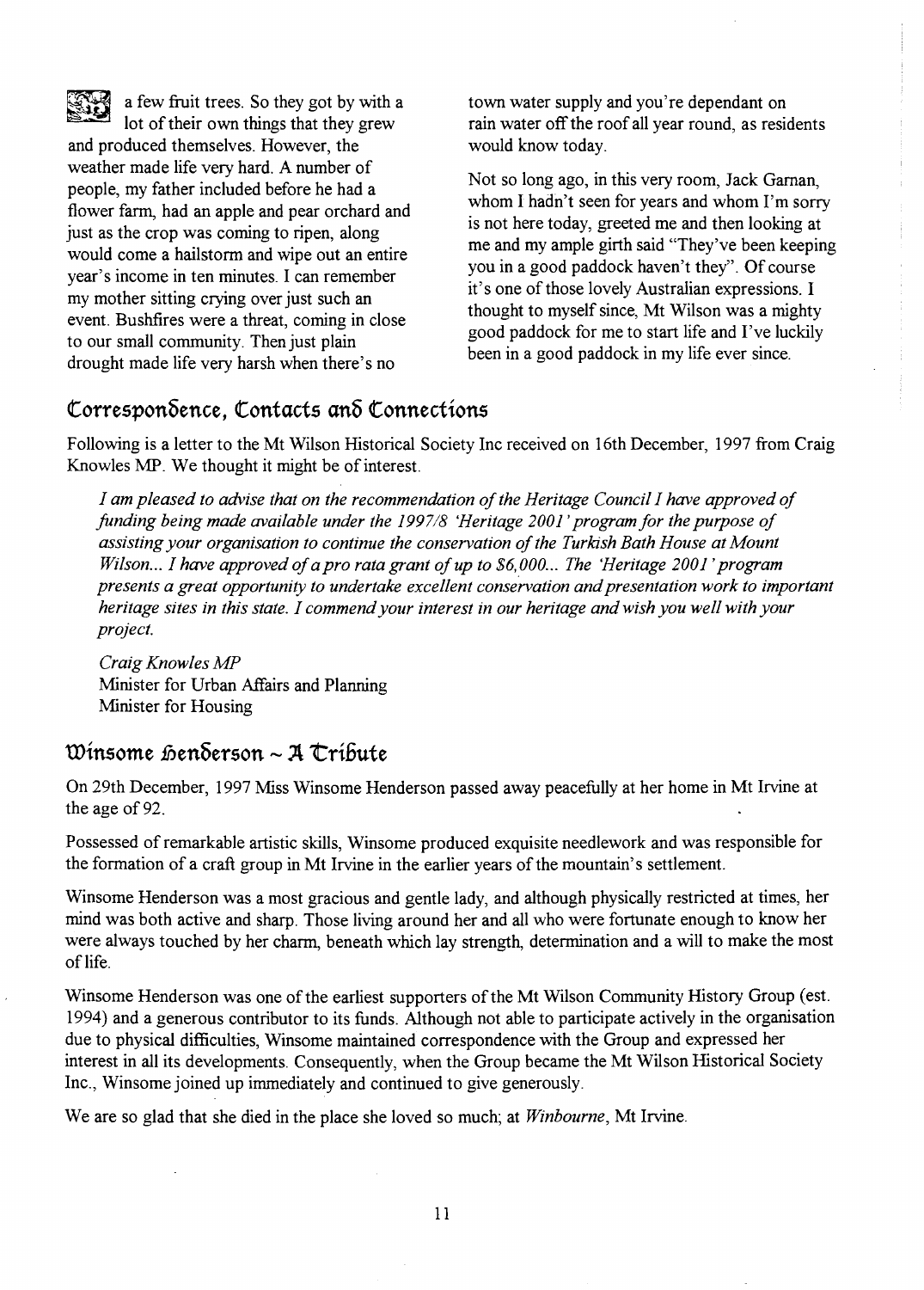a few fruit trees. So they got by with a lot of their own things that they grew and produced themselves. However, the weather made life very hard. A number of people, my father included before he had a flower farm, had an apple and pear orchard and just as the crop was coming to ripen, along would come a hailstorm and wipe out an entire year's income in ten minutes. I can remember my mother sitting crying over just such an event. Bushfires were a threat, coming in close to our small community. Then just plain drought made life very harsh when there's no town water supply and you're dependant on rain water off the roof all year round, as residents would know today.

Not so long ago, in this very room, Jack Garnan, whom I hadn't seen for years and whom I'm sorry is not here today, greeted me and then looking at me and my ample girth said "They've been keeping you in a good paddock haven't they". Of course it's one of those lovely Australian expressions. I thought to myself since, Mt Wilson was a mighty good paddock for me to start life and I've luckily been in a good paddock in my life ever since.

## Correspondence, Contacts and Connections

Following is a letter to the Mt Wilson Historical Society Inc received on 16th December, 1997 from Craig Knowles MP. We thought it might be of interest.

> *I am pleased to advise that on the recommendation of the Heritage Council I have approved of funding being made available under the 1997/8 'Heritage 2001' program for the purpose of assisting your organisation to continue the conservation of the Turkish Bath House at Mount Wilson... I have approved of a pro rata grant of up to $6,000... The 'Heritage 2001' program presents a great opportunity to undertake excellent conservation and presentation work to important heritage sites in this state. I commend your interest in our heritage and wish you well with your project.*
>
> *Craig Knowles MP*
> Minister for Urban Affairs and Planning
> Minister for Housing

## Winsome Henderson ~ A Tribute

On 29th December, 1997 Miss Winsome Henderson passed away peacefully at her home in Mt Irvine at the age of 92.

Possessed of remarkable artistic skills, Winsome produced exquisite needlework and was responsible for the formation of a craft group in Mt Irvine in the earlier years of the mountain's settlement.

Winsome Henderson was a most gracious and gentle lady, and although physically restricted at times, her mind was both active and sharp. Those living around her and all who were fortunate enough to know her were always touched by her charm, beneath which lay strength, determination and a will to make the most of life.

Winsome Henderson was one of the earliest supporters of the Mt Wilson Community History Group (est. 1994) and a generous contributor to its funds. Although not able to participate actively in the organisation due to physical difficulties, Winsome maintained correspondence with the Group and expressed her interest in all its developments. Consequently, when the Group became the Mt Wilson Historical Society Inc., Winsome joined up immediately and continued to give generously.

We are so glad that she died in the place she loved so much; at *Winbourne*, Mt Irvine.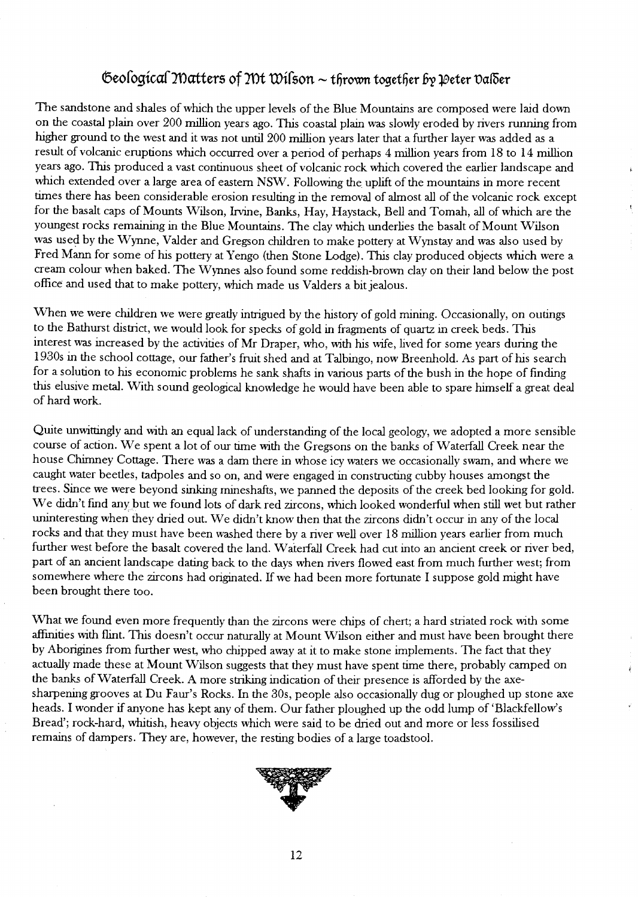## Geological Matters of Mt Wilson ~ thrown together by Peter Valder

The sandstone and shales of which the upper levels of the Blue Mountains are composed were laid down on the coastal plain over 200 million years ago. This coastal plain was slowly eroded by rivers running from higher ground to the west and it was not until 200 million years later that a further layer was added as a result of volcanic eruptions which occurred over a period of perhaps 4 million years from 18 to 14 million years ago. This produced a vast continuous sheet of volcanic rock which covered the earlier landscape and which extended over a large area of eastern NSW. Following the uplift of the mountains in more recent times there has been considerable erosion resulting in the removal of almost all of the volcanic rock except for the basalt caps of Mounts Wilson, Irvine, Banks, Hay, Haystack, Bell and Tomah, all of which are the youngest rocks remaining in the Blue Mountains. The clay which underlies the basalt of Mount Wilson was used by the Wynne, Valder and Gregson children to make pottery at Wynstay and was also used by Fred Mann for some of his pottery at Yengo (then Stone Lodge). This clay produced objects which were a cream colour when baked. The Wynnes also found some reddish-brown clay on their land below the post office and used that to make pottery, which made us Valders a bit jealous.

When we were children we were greatly intrigued by the history of gold mining. Occasionally, on outings to the Bathurst district, we would look for specks of gold in fragments of quartz in creek beds. This interest was increased by the activities of Mr Draper, who, with his wife, lived for some years during the 1930s in the school cottage, our father's fruit shed and at Talbingo, now Breenhold. As part of his search for a solution to his economic problems he sank shafts in various parts of the bush in the hope of finding this elusive metal. With sound geological knowledge he would have been able to spare himself a great deal of hard work.

Quite unwittingly and with an equal lack of understanding of the local geology, we adopted a more sensible course of action. We spent a lot of our time with the Gregsons on the banks of Waterfall Creek near the house Chimney Cottage. There was a dam there in whose icy waters we occasionally swam, and where we caught water beetles, tadpoles and so on, and were engaged in constructing cubby houses amongst the trees. Since we were beyond sinking mineshafts, we panned the deposits of the creek bed looking for gold. We didn't find any but we found lots of dark red zircons, which looked wonderful when still wet but rather uninteresting when they dried out. We didn't know then that the zircons didn't occur in any of the local rocks and that they must have been washed there by a river well over 18 million years earlier from much further west before the basalt covered the land. Waterfall Creek had cut into an ancient creek or river bed, part of an ancient landscape dating back to the days when rivers flowed east from much further west; from somewhere where the zircons had originated. If we had been more fortunate I suppose gold might have been brought there too.

What we found even more frequently than the zircons were chips of chert; a hard striated rock with some affinities with flint. This doesn't occur naturally at Mount Wilson either and must have been brought there by Aborigines from further west, who chipped away at it to make stone implements. The fact that they actually made these at Mount Wilson suggests that they must have spent time there, probably camped on the banks of Waterfall Creek. A more striking indication of their presence is afforded by the axe-sharpening grooves at Du Faur's Rocks. In the 30s, people also occasionally dug or ploughed up stone axe heads. I wonder if anyone has kept any of them. Our father ploughed up the odd lump of 'Blackfellow's Bread'; rock-hard, whitish, heavy objects which were said to be dried out and more or less fossilised remains of dampers. They are, however, the resting bodies of a large toadstool.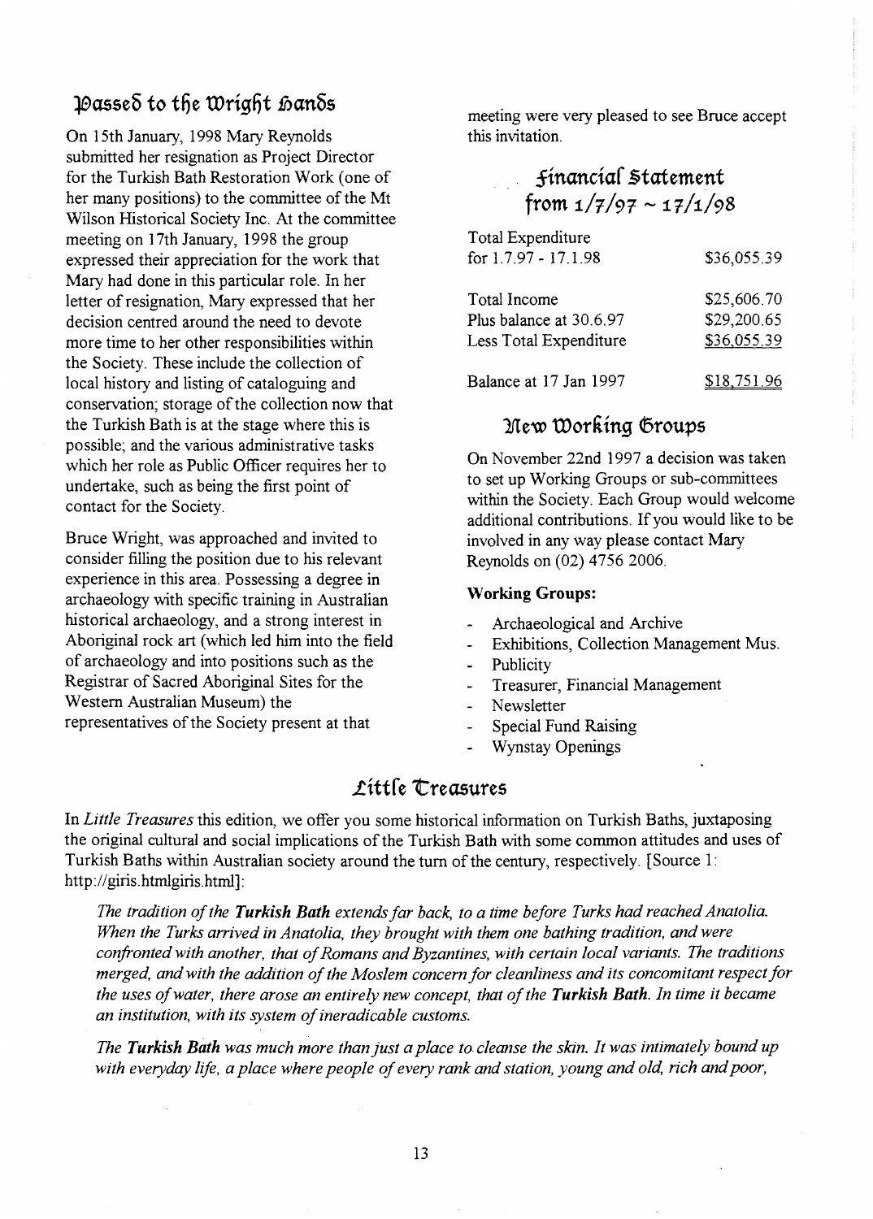## Passed to the Wright Hands

On 15th January, 1998 Mary Reynolds submitted her resignation as Project Director for the Turkish Bath Restoration Work (one of her many positions) to the committee of the Mt Wilson Historical Society Inc. At the committee meeting on 17th January, 1998 the group expressed their appreciation for the work that Mary had done in this particular role. In her letter of resignation, Mary expressed that her decision centred around the need to devote more time to her other responsibilities within the Society. These include the collection of local history and listing of cataloguing and conservation; storage of the collection now that the Turkish Bath is at the stage where this is possible; and the various administrative tasks which her role as Public Officer requires her to undertake, such as being the first point of contact for the Society.

Bruce Wright, was approached and invited to consider filling the position due to his relevant experience in this area. Possessing a degree in archaeology with specific training in Australian historical archaeology, and a strong interest in Aboriginal rock art (which led him into the field of archaeology and into positions such as the Registrar of Sacred Aboriginal Sites for the Western Australian Museum) the representatives of the Society present at that meeting were very pleased to see Bruce accept this invitation.

## Financial Statement from 1/7/97 ~ 17/1/98

| | |
|---|---|
| Total Expenditure for 1.7.97 - 17.1.98 | $36,055.39 |
| Total Income | $25,606.70 |
| Plus balance at 30.6.97 | $29,200.65 |
| Less Total Expenditure | $36,055.39 |
| Balance at 17 Jan 1997 | $18,751.96 |

## New Working Groups

On November 22nd 1997 a decision was taken to set up Working Groups or sub-committees within the Society. Each Group would welcome additional contributions. If you would like to be involved in any way please contact Mary Reynolds on (02) 4756 2006.

**Working Groups:**

- Archaeological and Archive
- Exhibitions, Collection Management Mus.
- Publicity
- Treasurer, Financial Management
- Newsletter
- Special Fund Raising
- Wynstay Openings

## Little Treasures

In *Little Treasures* this edition, we offer you some historical information on Turkish Baths, juxtaposing the original cultural and social implications of the Turkish Bath with some common attitudes and uses of Turkish Baths within Australian society around the turn of the century, respectively. [Source 1: http://giris.htmlgiris.html]:

> *The tradition of the **Turkish Bath** extends far back, to a time before Turks had reached Anatolia. When the Turks arrived in Anatolia, they brought with them one bathing tradition, and were confronted with another, that of Romans and Byzantines, with certain local variants. The traditions merged, and with the addition of the Moslem concern for cleanliness and its concomitant respect for the uses of water, there arose an entirely new concept, that of the **Turkish Bath**. In time it became an institution, with its system of ineradicable customs.*
>
> *The **Turkish Bath** was much more than just a place to cleanse the skin. It was intimately bound up with everyday life, a place where people of every rank and station, young and old, rich and poor,*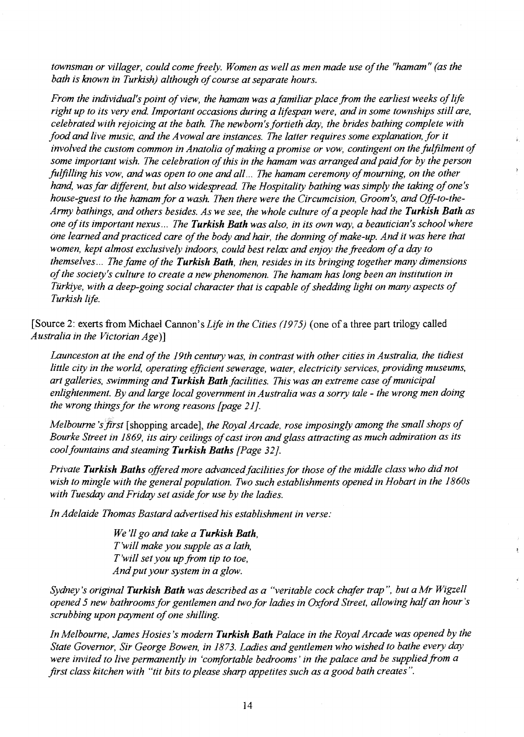*townsman or villager, could come freely. Women as well as men made use of the "hamam" (as the bath is known in Turkish) although of course at separate hours.*

*From the individual's point of view, the hamam was a familiar place from the earliest weeks of life right up to its very end. Important occasions during a lifespan were, and in some townships still are, celebrated with rejoicing at the bath. The newborn's fortieth day, the brides bathing complete with food and live music, and the Avowal are instances. The latter requires some explanation, for it involved the custom common in Anatolia of making a promise or vow, contingent on the fulfilment of some important wish. The celebration of this in the hamam was arranged and paid for by the person fulfilling his vow, and was open to one and all... The hamam ceremony of mourning, on the other hand, was far different, but also widespread. The Hospitality bathing was simply the taking of one's house-guest to the hamam for a wash. Then there were the Circumcision, Groom's, and Off-to-the-Army bathings, and others besides. As we see, the whole culture of a people had the* ***Turkish Bath*** *as one of its important nexus... The* ***Turkish Bath*** *was also, in its own way, a beautician's school where one learned and practiced care of the body and hair, the donning of make-up. And it was here that women, kept almost exclusively indoors, could best relax and enjoy the freedom of a day to themselves... The fame of the* ***Turkish Bath****, then, resides in its bringing together many dimensions of the society's culture to create a new phenomenon. The hamam has long been an institution in Türkiye, with a deep-going social character that is capable of shedding light on many aspects of Turkish life.*

[Source 2: exerts from Michael Cannon's *Life in the Cities (1975)* (one of a three part trilogy called *Australia in the Victorian Age*)]

*Launceston at the end of the 19th century was, in contrast with other cities in Australia, the tidiest little city in the world, operating efficient sewerage, water, electricity services, providing museums, art galleries, swimming and* ***Turkish Bath*** *facilities. This was an extreme case of municipal enlightenment. By and large local government in Australia was a sorry tale - the wrong men doing the wrong things for the wrong reasons [page 21].*

*Melbourne's first* [shopping arcade], *the Royal Arcade, rose imposingly among the small shops of Bourke Street in 1869, its airy ceilings of cast iron and glass attracting as much admiration as its cool fountains and steaming* ***Turkish Baths*** *[Page 32].*

*Private* ***Turkish Baths*** *offered more advanced facilities for those of the middle class who did not wish to mingle with the general population. Two such establishments opened in Hobart in the 1860s with Tuesday and Friday set aside for use by the ladies.*

*In Adelaide Thomas Bastard advertised his establishment in verse:*

> *We'll go and take a* ***Turkish Bath****,*
> *T'will make you supple as a lath,*
> *T'will set you up from tip to toe,*
> *And put your system in a glow.*

*Sydney's original* ***Turkish Bath*** *was described as a "veritable cock chafer trap", but a Mr Wigzell opened 5 new bathrooms for gentlemen and two for ladies in Oxford Street, allowing half an hour's scrubbing upon payment of one shilling.*

*In Melbourne, James Hosies's modern* ***Turkish Bath*** *Palace in the Royal Arcade was opened by the State Governor, Sir George Bowen, in 1873. Ladies and gentlemen who wished to bathe every day were invited to live permanently in 'comfortable bedrooms' in the palace and be supplied from a first class kitchen with "tit bits to please sharp appetites such as a good bath creates".*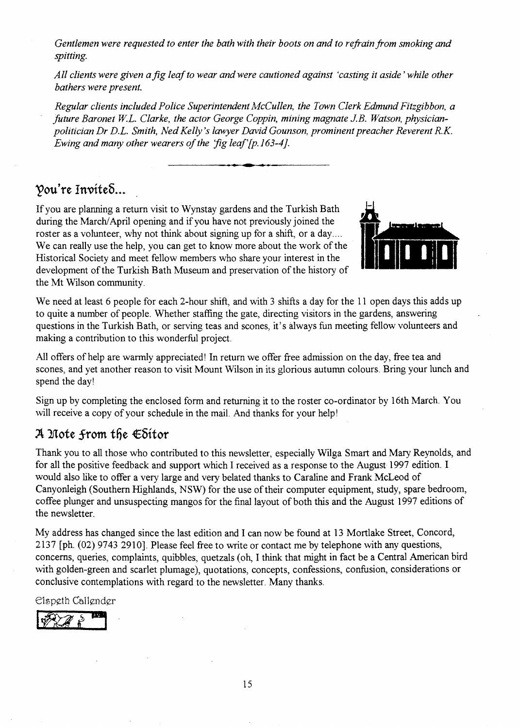*Gentlemen were requested to enter the bath with their boots on and to refrain from smoking and spitting.*

*All clients were given a fig leaf to wear and were cautioned against 'casting it aside' while other bathers were present.*

*Regular clients included Police Superintendent McCullen, the Town Clerk Edmund Fitzgibbon, a future Baronet W.L. Clarke, the actor George Coppin, mining magnate J.B. Watson, physician-politician Dr D.L. Smith, Ned Kelly's lawyer David Gounson, prominent preacher Reverent R.K. Ewing and many other wearers of the 'fig leaf'[p.163-4].*

---

## You're Invited...

If you are planning a return visit to Wynstay gardens and the Turkish Bath during the March/April opening and if you have not previously joined the roster as a volunteer, why not think about signing up for a shift, or a day.... We can really use the help, you can get to know more about the work of the Historical Society and meet fellow members who share your interest in the development of the Turkish Bath Museum and preservation of the history of the Mt Wilson community.

We need at least 6 people for each 2-hour shift, and with 3 shifts a day for the 11 open days this adds up to quite a number of people. Whether staffing the gate, directing visitors in the gardens, answering questions in the Turkish Bath, or serving teas and scones, it's always fun meeting fellow volunteers and making a contribution to this wonderful project.

All offers of help are warmly appreciated! In return we offer free admission on the day, free tea and scones, and yet another reason to visit Mount Wilson in its glorious autumn colours. Bring your lunch and spend the day!

Sign up by completing the enclosed form and returning it to the roster co-ordinator by 16th March. You will receive a copy of your schedule in the mail. And thanks for your help!

## A Note from the Editor

Thank you to all those who contributed to this newsletter, especially Wilga Smart and Mary Reynolds, and for all the positive feedback and support which I received as a response to the August 1997 edition. I would also like to offer a very large and very belated thanks to Caraline and Frank McLeod of Canyonleigh (Southern Highlands, NSW) for the use of their computer equipment, study, spare bedroom, coffee plunger and unsuspecting mangos for the final layout of both this and the August 1997 editions of the newsletter.

My address has changed since the last edition and I can now be found at 13 Mortlake Street, Concord, 2137 [ph. (02) 9743 2910]. Please feel free to write or contact me by telephone with any questions, concerns, queries, complaints, quibbles, quetzals (oh, I think that might in fact be a Central American bird with golden-green and scarlet plumage), quotations, concepts, confessions, confusion, considerations or conclusive contemplations with regard to the newsletter. Many thanks.

Elspeth Callender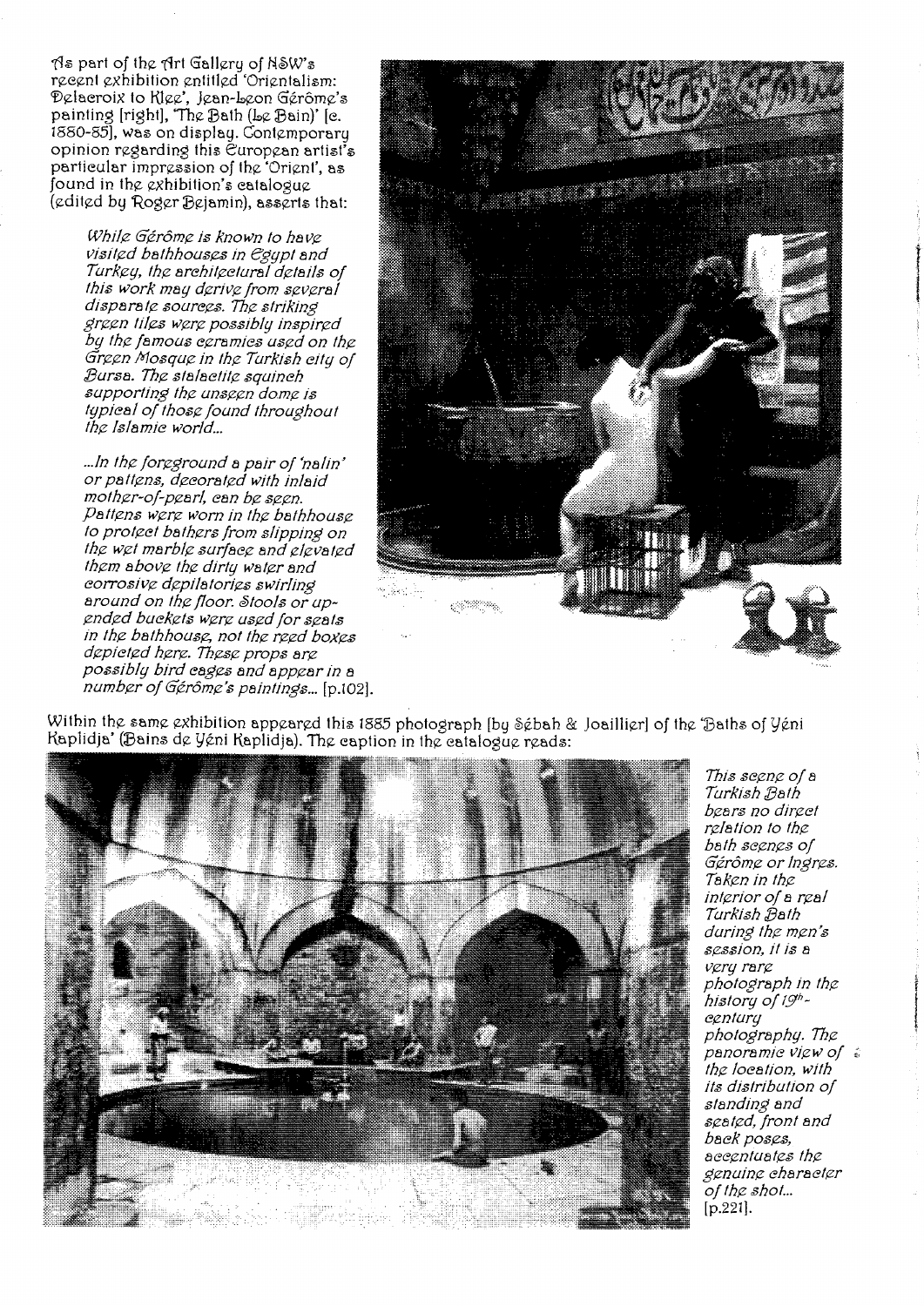As part of the Art Gallery of NSW's recent exhibition entitled 'Orientalism: Delacroix to Klee', Jean-Leon Gérôme's painting [right], 'The Bath (Le Bain)' [c. 1880-85], was on display. Contemporary opinion regarding this European artist's particular impression of the 'Orient', as found in the exhibition's catalogue (edited by Roger Bejamin), asserts that:

> *While Gérôme is known to have visited bathhouses in Egypt and Turkey, the architectural details of this work may derive from several disparate sources. The striking green tiles were possibly inspired by the famous ceramics used on the Green Mosque in the Turkish city of Bursa. The stalactite squinch supporting the unseen dome is typical of those found throughout the Islamic world...*
>
> *...In the foreground a pair of 'nalin' or pattens, decorated with inlaid mother-of-pearl, can be seen. Pattens were worn in the bathhouse to protect bathers from slipping on the wet marble surface and elevated them above the dirty water and corrosive depilatories swirling around on the floor. Stools or up-ended buckets were used for seats in the bathhouse, not the reed boxes depicted here. These props are possibly bird cages and appear in a number of Gérôme's paintings...* [p.102].

Within the same exhibition appeared this 1885 photograph [by Sébah & Joaillier] of the 'Baths of Yéni Kaplidja' (Bains de Yéni Kaplidja). The caption in the catalogue reads:

> *This scene of a Turkish Bath bears no direct relation to the bath scenes of Gérôme or Ingres. Taken in the interior of a real Turkish Bath during the men's session, it is a very rare photograph in the history of 19th-century photography. The panoramic view of the location, with its distribution of standing and seated, front and back poses, accentuates the genuine character of the shot...* [p.221].